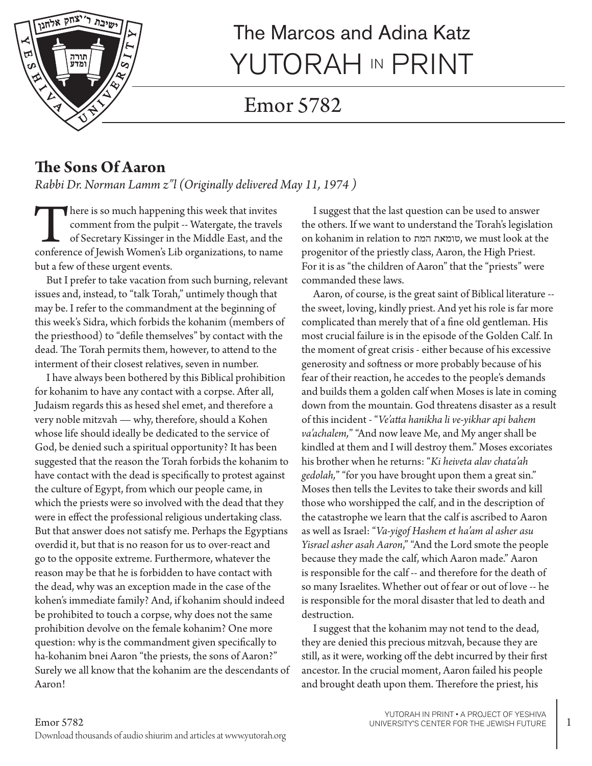# The Marcos and Adina Katz YUTORAH IN PRINT

## Emor 5782

### The Sons Of Aaron

*Rabbi Dr. Norman Lamm z"l (Originally delivered May 11, 1974 )*

There is so much happening this week that invites comment from the pulpit -- Watergate, the travels of Secretary Kissinger in the Middle East, and the conference of Jewish Women's Lib organizations, to name but a few of these urgent events.

But I prefer to take vacation from such burning, relevant issues and, instead, to "talk Torah," untimely though that may be. I refer to the commandment at the beginning of this week's Sidra, which forbids the kohanim (members of the priesthood) to "defile themselves" by contact with the dead. The Torah permits them, however, to attend to the interment of their closest relatives, seven in number.

I have always been bothered by this Biblical prohibition for kohanim to have any contact with a corpse. After all, Judaism regards this as hesed shel emet, and therefore a very noble mitzvah — why, therefore, should a Kohen whose life should ideally be dedicated to the service of God, be denied such a spiritual opportunity? It has been suggested that the reason the Torah forbids the kohanim to have contact with the dead is specifically to protest against the culture of Egypt, from which our people came, in which the priests were so involved with the dead that they were in effect the professional religious undertaking class. But that answer does not satisfy me. Perhaps the Egyptians overdid it, but that is no reason for us to over-react and go to the opposite extreme. Furthermore, whatever the reason may be that he is forbidden to have contact with the dead, why was an exception made in the case of the kohen's immediate family? And, if kohanim should indeed be prohibited to touch a corpse, why does not the same prohibition devolve on the female kohanim? One more question: why is the commandment given specifically to ha-kohanim bnei Aaron "the priests, the sons of Aaron?" Surely we all know that the kohanim are the descendants of Aaron!

I suggest that the last question can be used to answer the others. If we want to understand the Torah's legislation on kohanim in relation to טומאת המת, we must look at the progenitor of the priestly class, Aaron, the High Priest. For it is as "the children of Aaron" that the "priests" were commanded these laws.

Aaron, of course, is the great saint of Biblical literature -- the sweet, loving, kindly priest. And yet his role is far more complicated than merely that of a fine old gentleman. His most crucial failure is in the episode of the Golden Calf. In the moment of great crisis - either because of his excessive generosity and softness or more probably because of his fear of their reaction, he accedes to the people's demands and builds them a golden calf when Moses is late in coming down from the mountain. God threatens disaster as a result of this incident - "*Ve'atta hanikha li ve-yikhar api bahem va'achalem,*" "And now leave Me, and My anger shall be kindled at them and I will destroy them." Moses excoriates his brother when he returns: "*Ki heiveta alav chata'ah gedolah,*" "for you have brought upon them a great sin." Moses then tells the Levites to take their swords and kill those who worshipped the calf, and in the description of the catastrophe we learn that the calf is ascribed to Aaron as well as Israel: "*Va-yigof Hashem et ha'am al asher asu Yisrael asher asah Aaron,*" "And the Lord smote the people because they made the calf, which Aaron made." Aaron is responsible for the calf -- and therefore for the death of so many Israelites. Whether out of fear or out of love -- he is responsible for the moral disaster that led to death and destruction.

I suggest that the kohanim may not tend to the dead, they are denied this precious mitzvah, because they are still, as it were, working off the debt incurred by their first ancestor. In the crucial moment, Aaron failed his people and brought death upon them. Therefore the priest, his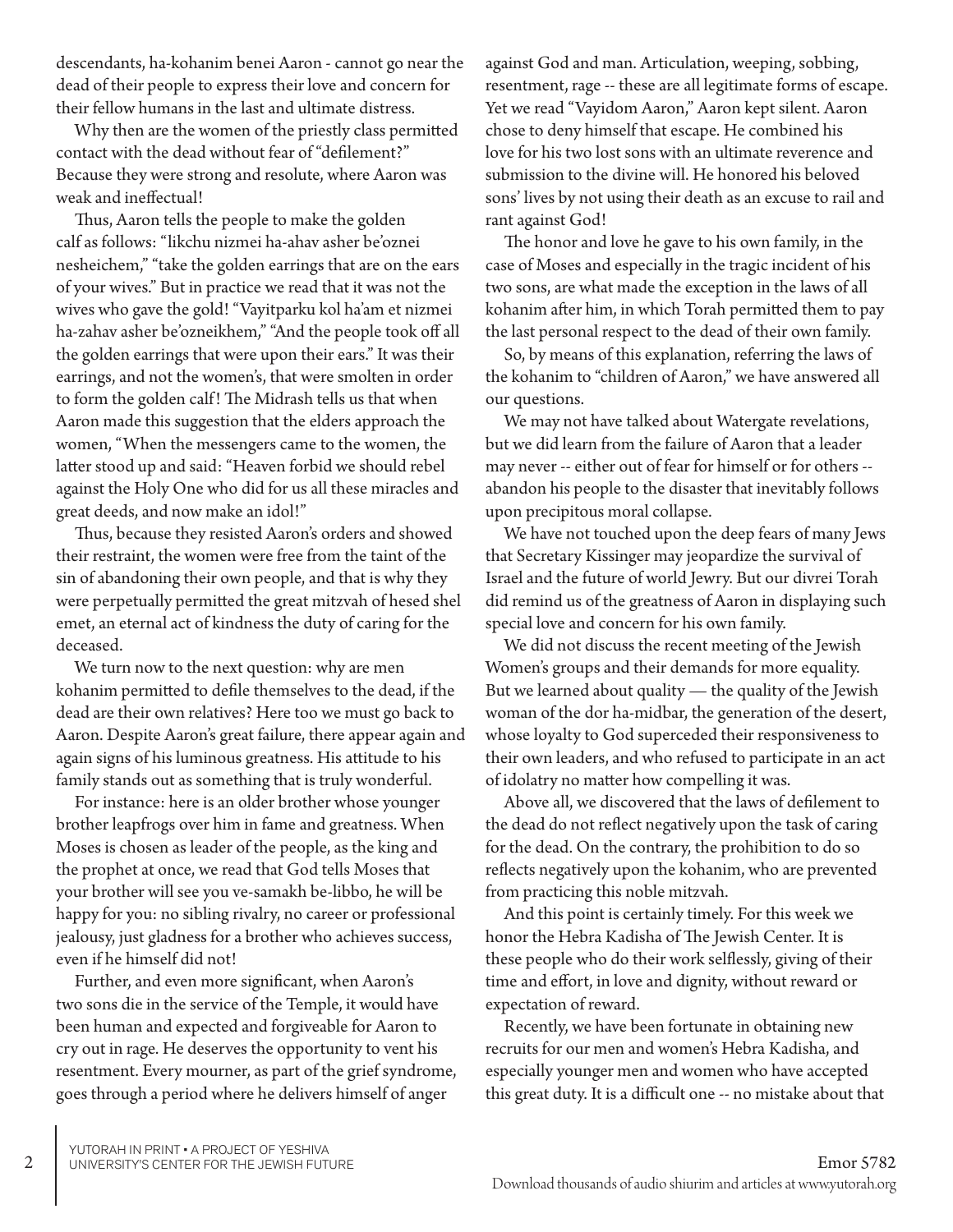descendants, ha-kohanim benei Aaron - cannot go near the dead of their people to express their love and concern for their fellow humans in the last and ultimate distress.

Why then are the women of the priestly class permitted contact with the dead without fear of "defilement?" Because they were strong and resolute, where Aaron was weak and ineffectual!

Thus, Aaron tells the people to make the golden calf as follows: "likchu nizmei ha-ahav asher be'oznei nesheichem," "take the golden earrings that are on the ears of your wives." But in practice we read that it was not the wives who gave the gold! "Vayitparku kol ha'am et nizmei ha-zahav asher be'ozneikhem," "And the people took off all the golden earrings that were upon their ears." It was their earrings, and not the women's, that were smolten in order to form the golden calf! The Midrash tells us that when Aaron made this suggestion that the elders approach the women, "When the messengers came to the women, the latter stood up and said: "Heaven forbid we should rebel against the Holy One who did for us all these miracles and great deeds, and now make an idol!"

Thus, because they resisted Aaron's orders and showed their restraint, the women were free from the taint of the sin of abandoning their own people, and that is why they were perpetually permitted the great mitzvah of hesed shel emet, an eternal act of kindness the duty of caring for the deceased.

We turn now to the next question: why are men kohanim permitted to defile themselves to the dead, if the dead are their own relatives? Here too we must go back to Aaron. Despite Aaron's great failure, there appear again and again signs of his luminous greatness. His attitude to his family stands out as something that is truly wonderful.

For instance: here is an older brother whose younger brother leapfrogs over him in fame and greatness. When Moses is chosen as leader of the people, as the king and the prophet at once, we read that God tells Moses that your brother will see you ve-samakh be-libbo, he will be happy for you: no sibling rivalry, no career or professional jealousy, just gladness for a brother who achieves success, even if he himself did not!

Further, and even more significant, when Aaron's two sons die in the service of the Temple, it would have been human and expected and forgiveable for Aaron to cry out in rage. He deserves the opportunity to vent his resentment. Every mourner, as part of the grief syndrome, goes through a period where he delivers himself of anger against God and man. Articulation, weeping, sobbing, resentment, rage -- these are all legitimate forms of escape. Yet we read "Vayidom Aaron," Aaron kept silent. Aaron chose to deny himself that escape. He combined his love for his two lost sons with an ultimate reverence and submission to the divine will. He honored his beloved sons' lives by not using their death as an excuse to rail and rant against God!

The honor and love he gave to his own family, in the case of Moses and especially in the tragic incident of his two sons, are what made the exception in the laws of all kohanim after him, in which Torah permitted them to pay the last personal respect to the dead of their own family.

So, by means of this explanation, referring the laws of the kohanim to "children of Aaron," we have answered all our questions.

We may not have talked about Watergate revelations, but we did learn from the failure of Aaron that a leader may never -- either out of fear for himself or for others -- abandon his people to the disaster that inevitably follows upon precipitous moral collapse.

We have not touched upon the deep fears of many Jews that Secretary Kissinger may jeopardize the survival of Israel and the future of world Jewry. But our divrei Torah did remind us of the greatness of Aaron in displaying such special love and concern for his own family.

We did not discuss the recent meeting of the Jewish Women's groups and their demands for more equality. But we learned about quality — the quality of the Jewish woman of the dor ha-midbar, the generation of the desert, whose loyalty to God superceded their responsiveness to their own leaders, and who refused to participate in an act of idolatry no matter how compelling it was.

Above all, we discovered that the laws of defilement to the dead do not reflect negatively upon the task of caring for the dead. On the contrary, the prohibition to do so reflects negatively upon the kohanim, who are prevented from practicing this noble mitzvah.

And this point is certainly timely. For this week we honor the Hebra Kadisha of The Jewish Center. It is these people who do their work selflessly, giving of their time and effort, in love and dignity, without reward or expectation of reward.

Recently, we have been fortunate in obtaining new recruits for our men and women's Hebra Kadisha, and especially younger men and women who have accepted this great duty. It is a difficult one -- no mistake about that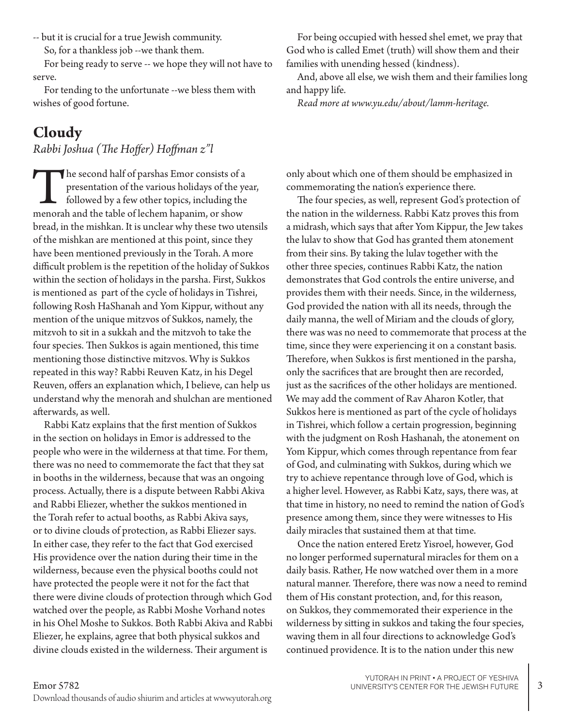-- but it is crucial for a true Jewish community.

So, for a thankless job --we thank them.

For being ready to serve -- we hope they will not have to serve.

For tending to the unfortunate --we bless them with wishes of good fortune.

For being occupied with hessed shel emet, we pray that God who is called Emet (truth) will show them and their families with unending hessed (kindness).

And, above all else, we wish them and their families long and happy life.

*Read more at www.yu.edu/about/lamm-heritage.*

## Cloudy

*Rabbi Joshua (The Hoffer) Hoffman z"l*

The second half of parshas Emor consists of a presentation of the various holidays of the year, followed by a few other topics, including the menorah and the table of lechem hapanim, or show bread, in the mishkan. It is unclear why these two utensils of the mishkan are mentioned at this point, since they have been mentioned previously in the Torah. A more difficult problem is the repetition of the holiday of Sukkos within the section of holidays in the parsha. First, Sukkos is mentioned as part of the cycle of holidays in Tishrei, following Rosh HaShanah and Yom Kippur, without any mention of the unique mitzvos of Sukkos, namely, the mitzvoh to sit in a sukkah and the mitzvoh to take the four species. Then Sukkos is again mentioned, this time mentioning those distinctive mitzvos. Why is Sukkos repeated in this way? Rabbi Reuven Katz, in his Degel Reuven, offers an explanation which, I believe, can help us understand why the menorah and shulchan are mentioned afterwards, as well.

Rabbi Katz explains that the first mention of Sukkos in the section on holidays in Emor is addressed to the people who were in the wilderness at that time. For them, there was no need to commemorate the fact that they sat in booths in the wilderness, because that was an ongoing process. Actually, there is a dispute between Rabbi Akiva and Rabbi Eliezer, whether the sukkos mentioned in the Torah refer to actual booths, as Rabbi Akiva says, or to divine clouds of protection, as Rabbi Eliezer says. In either case, they refer to the fact that God exercised His providence over the nation during their time in the wilderness, because even the physical booths could not have protected the people were it not for the fact that there were divine clouds of protection through which God watched over the people, as Rabbi Moshe Vorhand notes in his Ohel Moshe to Sukkos. Both Rabbi Akiva and Rabbi Eliezer, he explains, agree that both physical sukkos and divine clouds existed in the wilderness. Their argument is only about which one of them should be emphasized in commemorating the nation's experience there.

The four species, as well, represent God's protection of the nation in the wilderness. Rabbi Katz proves this from a midrash, which says that after Yom Kippur, the Jew takes the lulav to show that God has granted them atonement from their sins. By taking the lulav together with the other three species, continues Rabbi Katz, the nation demonstrates that God controls the entire universe, and provides them with their needs. Since, in the wilderness, God provided the nation with all its needs, through the daily manna, the well of Miriam and the clouds of glory, there was was no need to commemorate that process at the time, since they were experiencing it on a constant basis. Therefore, when Sukkos is first mentioned in the parsha, only the sacrifices that are brought then are recorded, just as the sacrifices of the other holidays are mentioned. We may add the comment of Rav Aharon Kotler, that Sukkos here is mentioned as part of the cycle of holidays in Tishrei, which follow a certain progression, beginning with the judgment on Rosh Hashanah, the atonement on Yom Kippur, which comes through repentance from fear of God, and culminating with Sukkos, during which we try to achieve repentance through love of God, which is a higher level. However, as Rabbi Katz, says, there was, at that time in history, no need to remind the nation of God's presence among them, since they were witnesses to His daily miracles that sustained them at that time.

Once the nation entered Eretz Yisroel, however, God no longer performed supernatural miracles for them on a daily basis. Rather, He now watched over them in a more natural manner. Therefore, there was now a need to remind them of His constant protection, and, for this reason, on Sukkos, they commemorated their experience in the wilderness by sitting in sukkos and taking the four species, waving them in all four directions to acknowledge God's continued providence. It is to the nation under this new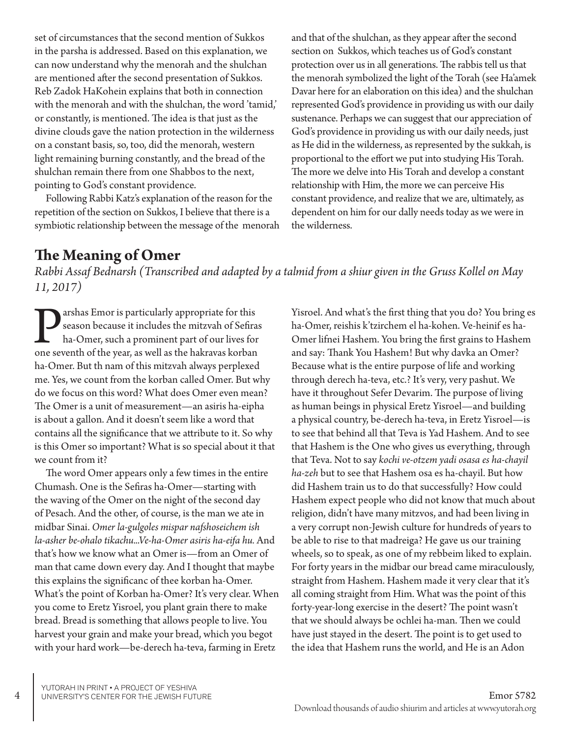set of circumstances that the second mention of Sukkos in the parsha is addressed. Based on this explanation, we can now understand why the menorah and the shulchan are mentioned after the second presentation of Sukkos. Reb Zadok HaKohein explains that both in connection with the menorah and with the shulchan, the word 'tamid,' or constantly, is mentioned. The idea is that just as the divine clouds gave the nation protection in the wilderness on a constant basis, so, too, did the menorah, western light remaining burning constantly, and the bread of the shulchan remain there from one Shabbos to the next, pointing to God's constant providence.

Following Rabbi Katz's explanation of the reason for the repetition of the section on Sukkos, I believe that there is a symbiotic relationship between the message of the menorah and that of the shulchan, as they appear after the second section on Sukkos, which teaches us of God's constant protection over us in all generations. The rabbis tell us that the menorah symbolized the light of the Torah (see Ha'amek Davar here for an elaboration on this idea) and the shulchan represented God's providence in providing us with our daily sustenance. Perhaps we can suggest that our appreciation of God's providence in providing us with our daily needs, just as He did in the wilderness, as represented by the sukkah, is proportional to the effort we put into studying His Torah. The more we delve into His Torah and develop a constant relationship with Him, the more we can perceive His constant providence, and realize that we are, ultimately, as dependent on him for our dally needs today as we were in the wilderness.

## The Meaning of Omer

*Rabbi Assaf Bednarsh (Transcribed and adapted by a talmid from a shiur given in the Gruss Kollel on May 11, 2017)*

Parshas Emor is particularly appropriate for this season because it includes the mitzvah of Sefiras ha-Omer, such a prominent part of our lives for one seventh of the year, as well as the hakravas korban ha-Omer. But th nam of this mitzvah always perplexed me. Yes, we count from the korban called Omer. But why do we focus on this word? What does Omer even mean? The Omer is a unit of measurement—an asiris ha-eipha is about a gallon. And it doesn't seem like a word that contains all the significance that we attribute to it. So why is this Omer so important? What is so special about it that we count from it?

The word Omer appears only a few times in the entire Chumash. One is the Sefiras ha-Omer—starting with the waving of the Omer on the night of the second day of Pesach. And the other, of course, is the man we ate in midbar Sinai. *Omer la-gulgoles mispar nafshoseichem ish la-asher be-ohalo tikachu...Ve-ha-Omer asiris ha-eifa hu.* And that's how we know what an Omer is—from an Omer of man that came down every day. And I thought that maybe this explains the significanc of thee korban ha-Omer. What's the point of Korban ha-Omer? It's very clear. When you come to Eretz Yisroel, you plant grain there to make bread. Bread is something that allows people to live. You harvest your grain and make your bread, which you begot with your hard work—be-derech ha-teva, farming in Eretz Yisroel. And what's the first thing that you do? You bring es ha-Omer, reishis k'tzirchem el ha-kohen. Ve-heinif es ha-Omer lifnei Hashem. You bring the first grains to Hashem and say: Thank You Hashem! But why davka an Omer? Because what is the entire purpose of life and working through derech ha-teva, etc.? It's very, very pashut. We have it throughout Sefer Devarim. The purpose of living as human beings in physical Eretz Yisroel—and building a physical country, be-derech ha-teva, in Eretz Yisroel—is to see that behind all that Teva is Yad Hashem. And to see that Hashem is the One who gives us everything, through that Teva. Not to say *kochi ve-otzem yadi osasa es ha-chayil ha-zeh* but to see that Hashem osa es ha-chayil. But how did Hashem train us to do that successfully? How could Hashem expect people who did not know that much about religion, didn't have many mitzvos, and had been living in a very corrupt non-Jewish culture for hundreds of years to be able to rise to that madreiga? He gave us our training wheels, so to speak, as one of my rebbeim liked to explain. For forty years in the midbar our bread came miraculously, straight from Hashem. Hashem made it very clear that it's all coming straight from Him. What was the point of this forty-year-long exercise in the desert? The point wasn't that we should always be ochlei ha-man. Then we could have just stayed in the desert. The point is to get used to the idea that Hashem runs the world, and He is an Adon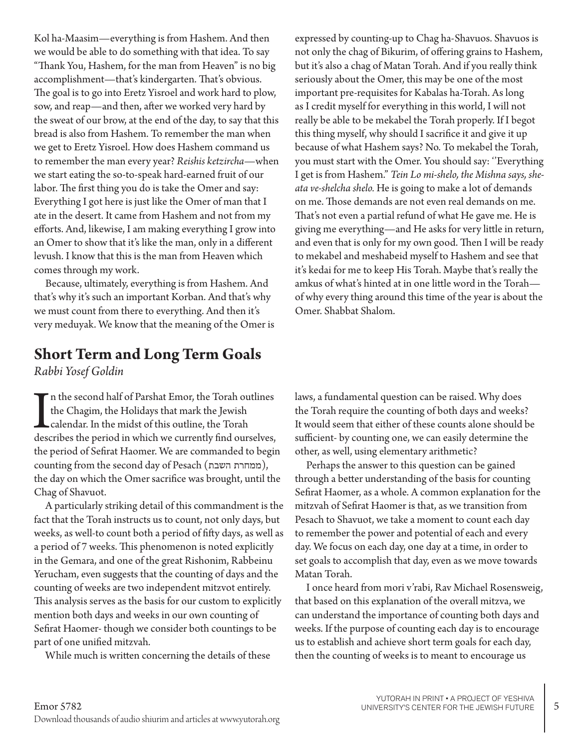Kol ha-Maasim—everything is from Hashem. And then we would be able to do something with that idea. To say "Thank You, Hashem, for the man from Heaven" is no big accomplishment—that's kindergarten. That's obvious. The goal is to go into Eretz Yisroel and work hard to plow, sow, and reap—and then, after we worked very hard by the sweat of our brow, at the end of the day, to say that this bread is also from Hashem. To remember the man when we get to Eretz Yisroel. How does Hashem command us to remember the man every year? *Reishis ketzircha*—when we start eating the so-to-speak hard-earned fruit of our labor. The first thing you do is take the Omer and say: Everything I got here is just like the Omer of man that I ate in the desert. It came from Hashem and not from my efforts. And, likewise, I am making everything I grow into an Omer to show that it's like the man, only in a different levush. I know that this is the man from Heaven which comes through my work.

Because, ultimately, everything is from Hashem. And that's why it's such an important Korban. And that's why we must count from there to everything. And then it's very meduyak. We know that the meaning of the Omer is expressed by counting-up to Chag ha-Shavuos. Shavuos is not only the chag of Bikurim, of offering grains to Hashem, but it's also a chag of Matan Torah. And if you really think seriously about the Omer, this may be one of the most important pre-requisites for Kabalas ha-Torah. As long as I credit myself for everything in this world, I will not really be able to be mekabel the Torah properly. If I begot this thing myself, why should I sacrifice it and give it up because of what Hashem says? No. To mekabel the Torah, you must start with the Omer. You should say: ''Everything I get is from Hashem." *Tein Lo mi-shelo, the Mishna says, she-ata ve-shelcha shelo.* He is going to make a lot of demands on me. Those demands are not even real demands on me. That's not even a partial refund of what He gave me. He is giving me everything—and He asks for very little in return, and even that is only for my own good. Then I will be ready to mekabel and meshabeid myself to Hashem and see that it's kedai for me to keep His Torah. Maybe that's really the amkus of what's hinted at in one little word in the Torah—of why every thing around this time of the year is about the Omer. Shabbat Shalom.

## Short Term and Long Term Goals

*Rabbi Yosef Goldin*

In the second half of Parshat Emor, the Torah outlines the Chagim, the Holidays that mark the Jewish calendar. In the midst of this outline, the Torah describes the period in which we currently find ourselves, the period of Sefirat Haomer. We are commanded to begin counting from the second day of Pesach (ממחרת השבת), the day on which the Omer sacrifice was brought, until the Chag of Shavuot.

A particularly striking detail of this commandment is the fact that the Torah instructs us to count, not only days, but weeks, as well-to count both a period of fifty days, as well as a period of 7 weeks. This phenomenon is noted explicitly in the Gemara, and one of the great Rishonim, Rabbeinu Yerucham, even suggests that the counting of days and the counting of weeks are two independent mitzvot entirely. This analysis serves as the basis for our custom to explicitly mention both days and weeks in our own counting of Sefirat Haomer- though we consider both countings to be part of one unified mitzvah.

While much is written concerning the details of these laws, a fundamental question can be raised. Why does the Torah require the counting of both days and weeks? It would seem that either of these counts alone should be sufficient- by counting one, we can easily determine the other, as well, using elementary arithmetic?

Perhaps the answer to this question can be gained through a better understanding of the basis for counting Sefirat Haomer, as a whole. A common explanation for the mitzvah of Sefirat Haomer is that, as we transition from Pesach to Shavuot, we take a moment to count each day to remember the power and potential of each and every day. We focus on each day, one day at a time, in order to set goals to accomplish that day, even as we move towards Matan Torah.

I once heard from mori v'rabi, Rav Michael Rosensweig, that based on this explanation of the overall mitzva, we can understand the importance of counting both days and weeks. If the purpose of counting each day is to encourage us to establish and achieve short term goals for each day, then the counting of weeks is to meant to encourage us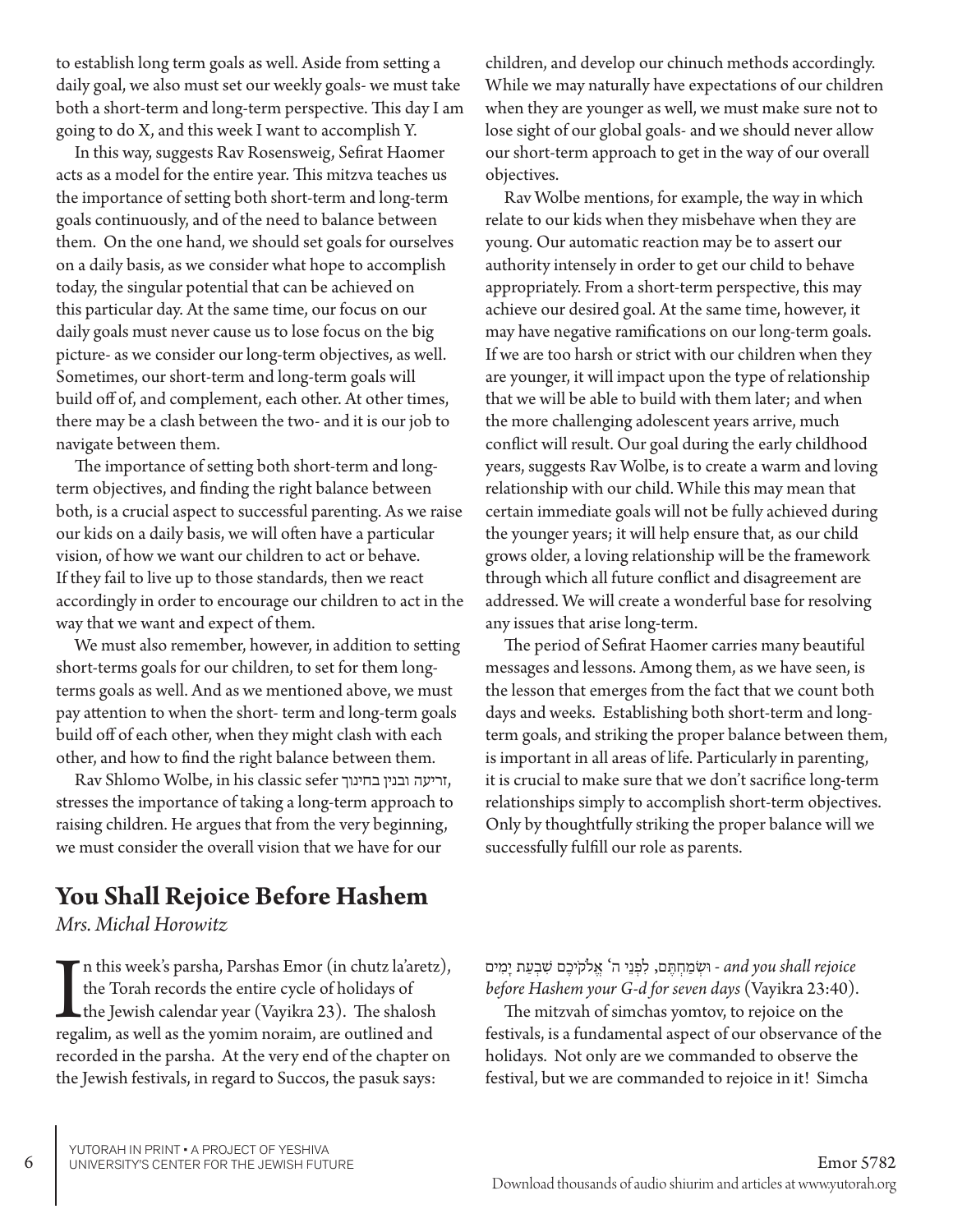to establish long term goals as well. Aside from setting a daily goal, we also must set our weekly goals- we must take both a short-term and long-term perspective. This day I am going to do X, and this week I want to accomplish Y.

In this way, suggests Rav Rosensweig, Sefirat Haomer acts as a model for the entire year. This mitzva teaches us the importance of setting both short-term and long-term goals continuously, and of the need to balance between them. On the one hand, we should set goals for ourselves on a daily basis, as we consider what hope to accomplish today, the singular potential that can be achieved on this particular day. At the same time, our focus on our daily goals must never cause us to lose focus on the big picture- as we consider our long-term objectives, as well. Sometimes, our short-term and long-term goals will build off of, and complement, each other. At other times, there may be a clash between the two- and it is our job to navigate between them.

The importance of setting both short-term and long-term objectives, and finding the right balance between both, is a crucial aspect to successful parenting. As we raise our kids on a daily basis, we will often have a particular vision, of how we want our children to act or behave. If they fail to live up to those standards, then we react accordingly in order to encourage our children to act in the way that we want and expect of them.

We must also remember, however, in addition to setting short-terms goals for our children, to set for them long-terms goals as well. And as we mentioned above, we must pay attention to when the short- term and long-term goals build off of each other, when they might clash with each other, and how to find the right balance between them.

Rav Shlomo Wolbe, in his classic sefer זריעה ובנין בחינוך, stresses the importance of taking a long-term approach to raising children. He argues that from the very beginning, we must consider the overall vision that we have for our children, and develop our chinuch methods accordingly. While we may naturally have expectations of our children when they are younger as well, we must make sure not to lose sight of our global goals- and we should never allow our short-term approach to get in the way of our overall objectives.

Rav Wolbe mentions, for example, the way in which relate to our kids when they misbehave when they are young. Our automatic reaction may be to assert our authority intensely in order to get our child to behave appropriately. From a short-term perspective, this may achieve our desired goal. At the same time, however, it may have negative ramifications on our long-term goals. If we are too harsh or strict with our children when they are younger, it will impact upon the type of relationship that we will be able to build with them later; and when the more challenging adolescent years arrive, much conflict will result. Our goal during the early childhood years, suggests Rav Wolbe, is to create a warm and loving relationship with our child. While this may mean that certain immediate goals will not be fully achieved during the younger years; it will help ensure that, as our child grows older, a loving relationship will be the framework through which all future conflict and disagreement are addressed. We will create a wonderful base for resolving any issues that arise long-term.

The period of Sefirat Haomer carries many beautiful messages and lessons. Among them, as we have seen, is the lesson that emerges from the fact that we count both days and weeks. Establishing both short-term and long-term goals, and striking the proper balance between them, is important in all areas of life. Particularly in parenting, it is crucial to make sure that we don't sacrifice long-term relationships simply to accomplish short-term objectives. Only by thoughtfully striking the proper balance will we successfully fulfill our role as parents.

## You Shall Rejoice Before Hashem

*Mrs. Michal Horowitz*

In this week's parsha, Parshas Emor (in chutz la'aretz), the Torah records the entire cycle of holidays of the Jewish calendar year (Vayikra 23). The shalosh regalim, as well as the yomim noraim, are outlined and recorded in the parsha. At the very end of the chapter on the Jewish festivals, in regard to Succos, the pasuk says:

וּשְׂמַחְתֶּם, לִפְנֵי ה' אֱלֹקֵיכֶם שִׁבְעַת יָמִים - *and you shall rejoice before Hashem your G-d for seven days* (Vayikra 23:40).

The mitzvah of simchas yomtov, to rejoice on the festivals, is a fundamental aspect of our observance of the holidays. Not only are we commanded to observe the festival, but we are commanded to rejoice in it! Simcha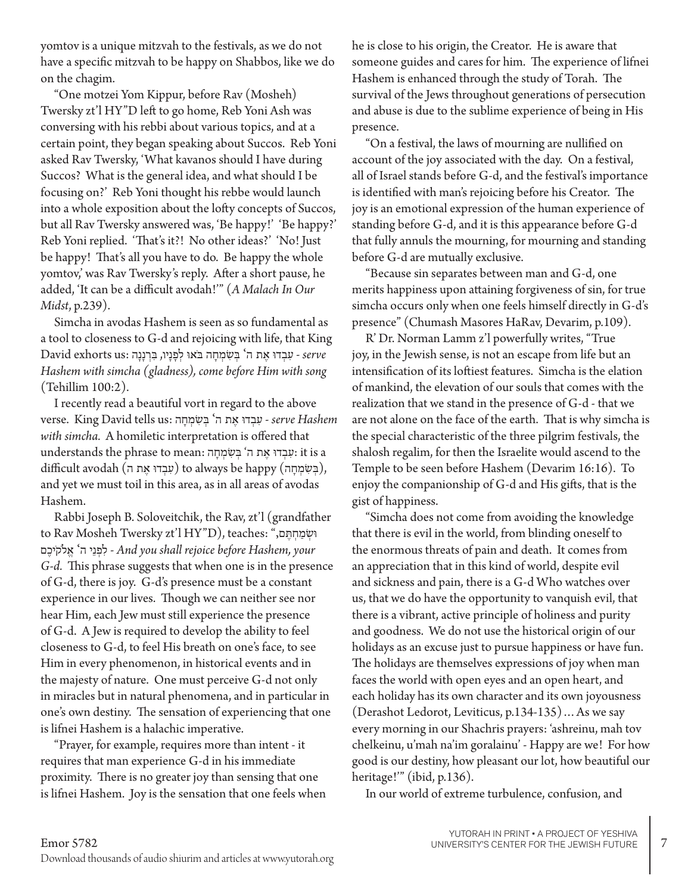yomtov is a unique mitzvah to the festivals, as we do not have a specific mitzvah to be happy on Shabbos, like we do on the chagim.

"One motzei Yom Kippur, before Rav (Mosheh) Twersky zt'l HY"D left to go home, Reb Yoni Ash was conversing with his rebbi about various topics, and at a certain point, they began speaking about Succos. Reb Yoni asked Rav Twersky, 'What kavanos should I have during Succos? What is the general idea, and what should I be focusing on?' Reb Yoni thought his rebbe would launch into a whole exposition about the lofty concepts of Succos, but all Rav Twersky answered was, 'Be happy!' 'Be happy?' Reb Yoni replied. 'That's it?! No other ideas?' 'No! Just be happy! That's all you have to do. Be happy the whole yomtov,' was Rav Twersky's reply. After a short pause, he added, 'It can be a difficult avodah!'" (*A Malach In Our Midst*, p.239).

Simcha in avodas Hashem is seen as so fundamental as a tool to closeness to G-d and rejoicing with life, that King David exhorts us: עִבְדוּ אֶת ה' בְּשִׂמְחָה בֹּאוּ לְפָנָיו, בִּרְנָנָה - *serve Hashem with simcha (gladness), come before Him with song* (Tehillim 100:2).

I recently read a beautiful vort in regard to the above verse. King David tells us: עִבְדוּ אֶת ה' בְּשִׂמְחָה - *serve Hashem with simcha.* A homiletic interpretation is offered that understands the phrase to mean: עִבְדוּ אֶת ה' בְּשִׂמְחָה: it is a difficult avodah (עִבְדוּ אֶת ה) to always be happy (בְּשִׂמְחָה), and yet we must toil in this area, as in all areas of avodas Hashem.

Rabbi Joseph B. Soloveitchik, the Rav, zt'l (grandfather to Rav Mosheh Twersky zt'l HY"D), teaches: "וּשְׂמַחְתֶּם, לִפְנֵי ה' אֱלֹקֵיכֶם - *And you shall rejoice before Hashem, your G-d.* This phrase suggests that when one is in the presence of G-d, there is joy. G-d's presence must be a constant experience in our lives. Though we can neither see nor hear Him, each Jew must still experience the presence of G-d. A Jew is required to develop the ability to feel closeness to G-d, to feel His breath on one's face, to see Him in every phenomenon, in historical events and in the majesty of nature. One must perceive G-d not only in miracles but in natural phenomena, and in particular in one's own destiny. The sensation of experiencing that one is lifnei Hashem is a halachic imperative.

"Prayer, for example, requires more than intent - it requires that man experience G-d in his immediate proximity. There is no greater joy than sensing that one is lifnei Hashem. Joy is the sensation that one feels when he is close to his origin, the Creator. He is aware that someone guides and cares for him. The experience of lifnei Hashem is enhanced through the study of Torah. The survival of the Jews throughout generations of persecution and abuse is due to the sublime experience of being in His presence.

"On a festival, the laws of mourning are nullified on account of the joy associated with the day. On a festival, all of Israel stands before G-d, and the festival's importance is identified with man's rejoicing before his Creator. The joy is an emotional expression of the human experience of standing before G-d, and it is this appearance before G-d that fully annuls the mourning, for mourning and standing before G-d are mutually exclusive.

"Because sin separates between man and G-d, one merits happiness upon attaining forgiveness of sin, for true simcha occurs only when one feels himself directly in G-d's presence" (Chumash Masores HaRav, Devarim, p.109).

R' Dr. Norman Lamm z'l powerfully writes, "True joy, in the Jewish sense, is not an escape from life but an intensification of its loftiest features. Simcha is the elation of mankind, the elevation of our souls that comes with the realization that we stand in the presence of G-d - that we are not alone on the face of the earth. That is why simcha is the special characteristic of the three pilgrim festivals, the shalosh regalim, for then the Israelite would ascend to the Temple to be seen before Hashem (Devarim 16:16). To enjoy the companionship of G-d and His gifts, that is the gist of happiness.

"Simcha does not come from avoiding the knowledge that there is evil in the world, from blinding oneself to the enormous threats of pain and death. It comes from an appreciation that in this kind of world, despite evil and sickness and pain, there is a G-d Who watches over us, that we do have the opportunity to vanquish evil, that there is a vibrant, active principle of holiness and purity and goodness. We do not use the historical origin of our holidays as an excuse just to pursue happiness or have fun. The holidays are themselves expressions of joy when man faces the world with open eyes and an open heart, and each holiday has its own character and its own joyousness (Derashot Ledorot, Leviticus, p.134-135)... As we say every morning in our Shachris prayers: 'ashreinu, mah tov chelkeinu, u'mah na'im goralainu' - Happy are we! For how good is our destiny, how pleasant our lot, how beautiful our heritage!'" (ibid, p.136).

In our world of extreme turbulence, confusion, and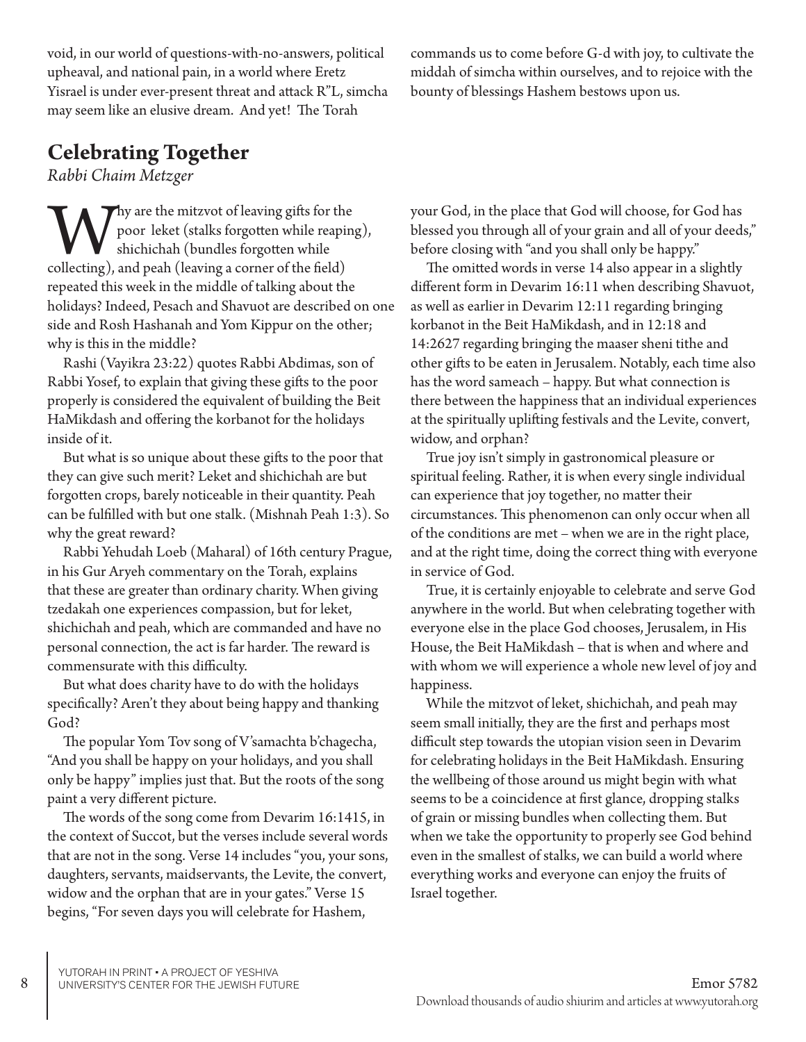void, in our world of questions-with-no-answers, political upheaval, and national pain, in a world where Eretz Yisrael is under ever-present threat and attack R"L, simcha may seem like an elusive dream. And yet! The Torah commands us to come before G-d with joy, to cultivate the middah of simcha within ourselves, and to rejoice with the bounty of blessings Hashem bestows upon us.

## Celebrating Together

*Rabbi Chaim Metzger*

Why are the mitzvot of leaving gifts for the poor leket (stalks forgotten while reaping), shichichah (bundles forgotten while collecting), and peah (leaving a corner of the field) repeated this week in the middle of talking about the holidays? Indeed, Pesach and Shavuot are described on one side and Rosh Hashanah and Yom Kippur on the other; why is this in the middle?

Rashi (Vayikra 23:22) quotes Rabbi Abdimas, son of Rabbi Yosef, to explain that giving these gifts to the poor properly is considered the equivalent of building the Beit HaMikdash and offering the korbanot for the holidays inside of it.

But what is so unique about these gifts to the poor that they can give such merit? Leket and shichichah are but forgotten crops, barely noticeable in their quantity. Peah can be fulfilled with but one stalk. (Mishnah Peah 1:3). So why the great reward?

Rabbi Yehudah Loeb (Maharal) of 16th century Prague, in his Gur Aryeh commentary on the Torah, explains that these are greater than ordinary charity. When giving tzedakah one experiences compassion, but for leket, shichichah and peah, which are commanded and have no personal connection, the act is far harder. The reward is commensurate with this difficulty.

But what does charity have to do with the holidays specifically? Aren't they about being happy and thanking God?

The popular Yom Tov song of V'samachta b'chagecha, "And you shall be happy on your holidays, and you shall only be happy" implies just that. But the roots of the song paint a very different picture.

The words of the song come from Devarim 16:1415, in the context of Succot, but the verses include several words that are not in the song. Verse 14 includes "you, your sons, daughters, servants, maidservants, the Levite, the convert, widow and the orphan that are in your gates." Verse 15 begins, "For seven days you will celebrate for Hashem, your God, in the place that God will choose, for God has blessed you through all of your grain and all of your deeds," before closing with "and you shall only be happy."

The omitted words in verse 14 also appear in a slightly different form in Devarim 16:11 when describing Shavuot, as well as earlier in Devarim 12:11 regarding bringing korbanot in the Beit HaMikdash, and in 12:18 and 14:2627 regarding bringing the maaser sheni tithe and other gifts to be eaten in Jerusalem. Notably, each time also has the word sameach – happy. But what connection is there between the happiness that an individual experiences at the spiritually uplifting festivals and the Levite, convert, widow, and orphan?

True joy isn't simply in gastronomical pleasure or spiritual feeling. Rather, it is when every single individual can experience that joy together, no matter their circumstances. This phenomenon can only occur when all of the conditions are met – when we are in the right place, and at the right time, doing the correct thing with everyone in service of God.

True, it is certainly enjoyable to celebrate and serve God anywhere in the world. But when celebrating together with everyone else in the place God chooses, Jerusalem, in His House, the Beit HaMikdash – that is when and where and with whom we will experience a whole new level of joy and happiness.

While the mitzvot of leket, shichichah, and peah may seem small initially, they are the first and perhaps most difficult step towards the utopian vision seen in Devarim for celebrating holidays in the Beit HaMikdash. Ensuring the wellbeing of those around us might begin with what seems to be a coincidence at first glance, dropping stalks of grain or missing bundles when collecting them. But when we take the opportunity to properly see God behind even in the smallest of stalks, we can build a world where everything works and everyone can enjoy the fruits of Israel together.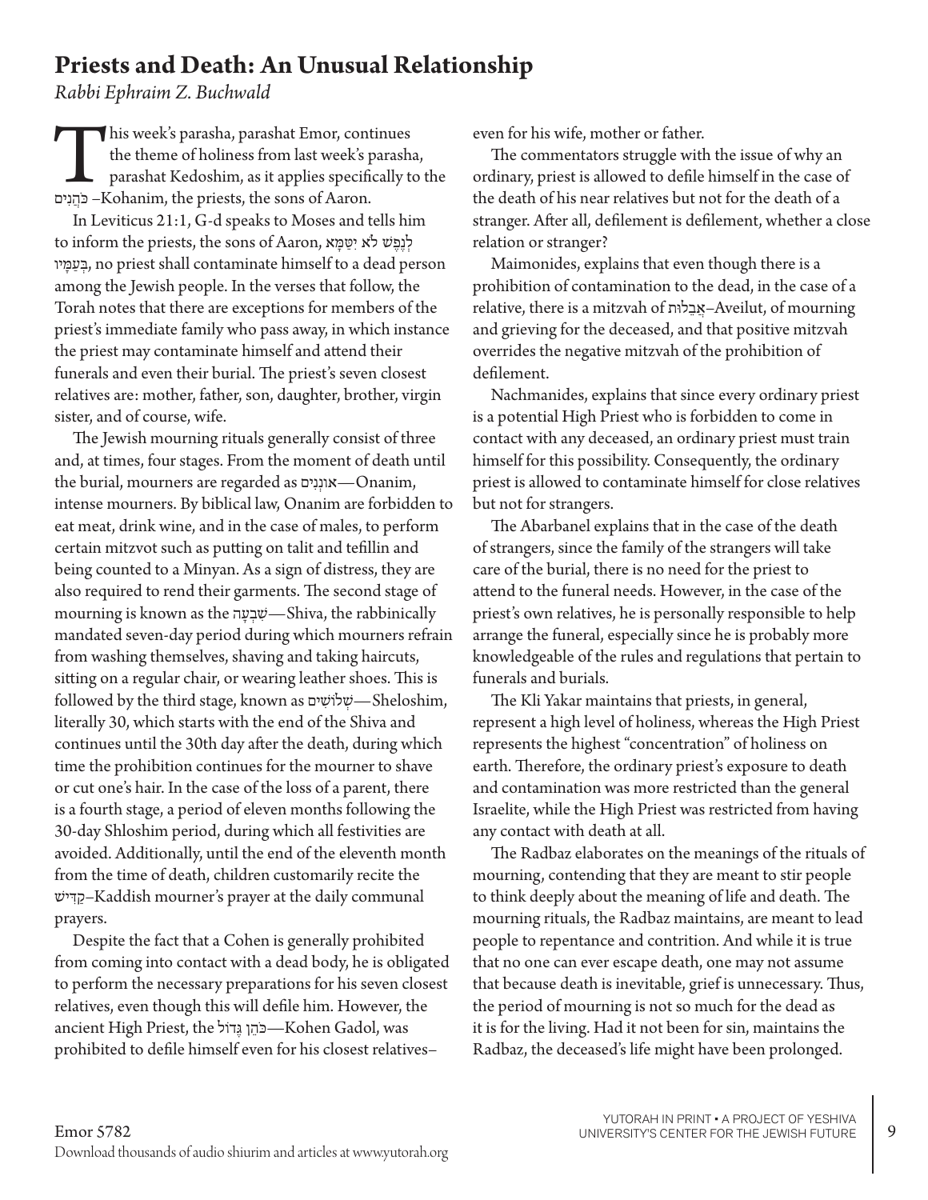# Priests and Death: An Unusual Relationship

*Rabbi Ephraim Z. Buchwald*

This week's parasha, parashat Emor, continues the theme of holiness from last week's parasha, parashat Kedoshim, as it applies specifically to the כֹּהֲנִים –Kohanim, the priests, the sons of Aaron.

In Leviticus 21:1, G-d speaks to Moses and tells him to inform the priests, the sons of Aaron, לְנֶפֶשׁ לֹא יִטַּמָּא בְּעַמָּיו, no priest shall contaminate himself to a dead person among the Jewish people. In the verses that follow, the Torah notes that there are exceptions for members of the priest's immediate family who pass away, in which instance the priest may contaminate himself and attend their funerals and even their burial. The priest's seven closest relatives are: mother, father, son, daughter, brother, virgin sister, and of course, wife.

The Jewish mourning rituals generally consist of three and, at times, four stages. From the moment of death until the burial, mourners are regarded as אוֹנְנִים—Onanim, intense mourners. By biblical law, Onanim are forbidden to eat meat, drink wine, and in the case of males, to perform certain mitzvot such as putting on talit and tefillin and being counted to a Minyan. As a sign of distress, they are also required to rend their garments. The second stage of mourning is known as the שִׁבְעָה—Shiva, the rabbinically mandated seven-day period during which mourners refrain from washing themselves, shaving and taking haircuts, sitting on a regular chair, or wearing leather shoes. This is followed by the third stage, known as שְׁלוֹשִׁים—Sheloshim, literally 30, which starts with the end of the Shiva and continues until the 30th day after the death, during which time the prohibition continues for the mourner to shave or cut one's hair. In the case of the loss of a parent, there is a fourth stage, a period of eleven months following the 30-day Shloshim period, during which all festivities are avoided. Additionally, until the end of the eleventh month from the time of death, children customarily recite the קַדִּישׁ–Kaddish mourner's prayer at the daily communal prayers.

Despite the fact that a Cohen is generally prohibited from coming into contact with a dead body, he is obligated to perform the necessary preparations for his seven closest relatives, even though this will defile him. However, the ancient High Priest, the כֹּהֵן גָּדוֹל—Kohen Gadol, was prohibited to defile himself even for his closest relatives–even for his wife, mother or father.

The commentators struggle with the issue of why an ordinary, priest is allowed to defile himself in the case of the death of his near relatives but not for the death of a stranger. After all, defilement is defilement, whether a close relation or stranger?

Maimonides, explains that even though there is a prohibition of contamination to the dead, in the case of a relative, there is a mitzvah of אֲבֵלוּת–Aveilut, of mourning and grieving for the deceased, and that positive mitzvah overrides the negative mitzvah of the prohibition of defilement.

Nachmanides, explains that since every ordinary priest is a potential High Priest who is forbidden to come in contact with any deceased, an ordinary priest must train himself for this possibility. Consequently, the ordinary priest is allowed to contaminate himself for close relatives but not for strangers.

The Abarbanel explains that in the case of the death of strangers, since the family of the strangers will take care of the burial, there is no need for the priest to attend to the funeral needs. However, in the case of the priest's own relatives, he is personally responsible to help arrange the funeral, especially since he is probably more knowledgeable of the rules and regulations that pertain to funerals and burials.

The Kli Yakar maintains that priests, in general, represent a high level of holiness, whereas the High Priest represents the highest "concentration" of holiness on earth. Therefore, the ordinary priest's exposure to death and contamination was more restricted than the general Israelite, while the High Priest was restricted from having any contact with death at all.

The Radbaz elaborates on the meanings of the rituals of mourning, contending that they are meant to stir people to think deeply about the meaning of life and death. The mourning rituals, the Radbaz maintains, are meant to lead people to repentance and contrition. And while it is true that no one can ever escape death, one may not assume that because death is inevitable, grief is unnecessary. Thus, the period of mourning is not so much for the dead as it is for the living. Had it not been for sin, maintains the Radbaz, the deceased's life might have been prolonged.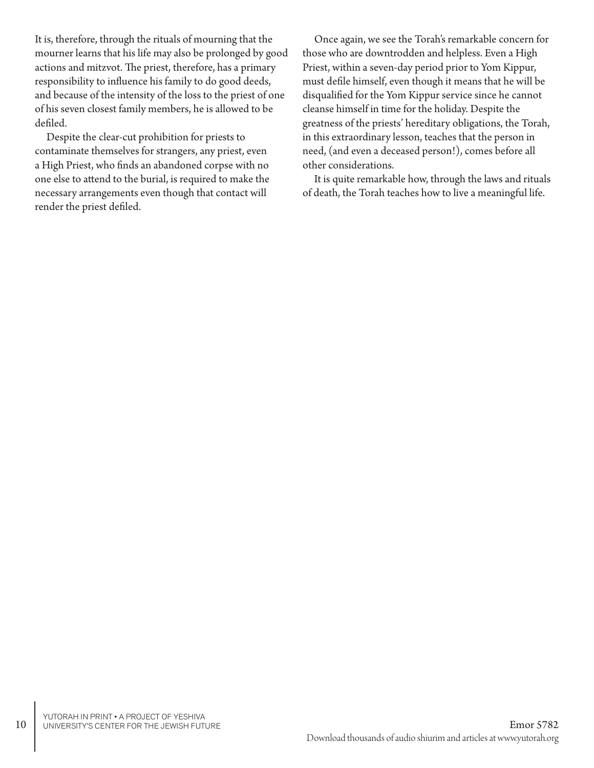It is, therefore, through the rituals of mourning that the mourner learns that his life may also be prolonged by good actions and mitzvot. The priest, therefore, has a primary responsibility to influence his family to do good deeds, and because of the intensity of the loss to the priest of one of his seven closest family members, he is allowed to be defiled.

Despite the clear-cut prohibition for priests to contaminate themselves for strangers, any priest, even a High Priest, who finds an abandoned corpse with no one else to attend to the burial, is required to make the necessary arrangements even though that contact will render the priest defiled.

Once again, we see the Torah's remarkable concern for those who are downtrodden and helpless. Even a High Priest, within a seven-day period prior to Yom Kippur, must defile himself, even though it means that he will be disqualified for the Yom Kippur service since he cannot cleanse himself in time for the holiday. Despite the greatness of the priests' hereditary obligations, the Torah, in this extraordinary lesson, teaches that the person in need, (and even a deceased person!), comes before all other considerations.

It is quite remarkable how, through the laws and rituals of death, the Torah teaches how to live a meaningful life.